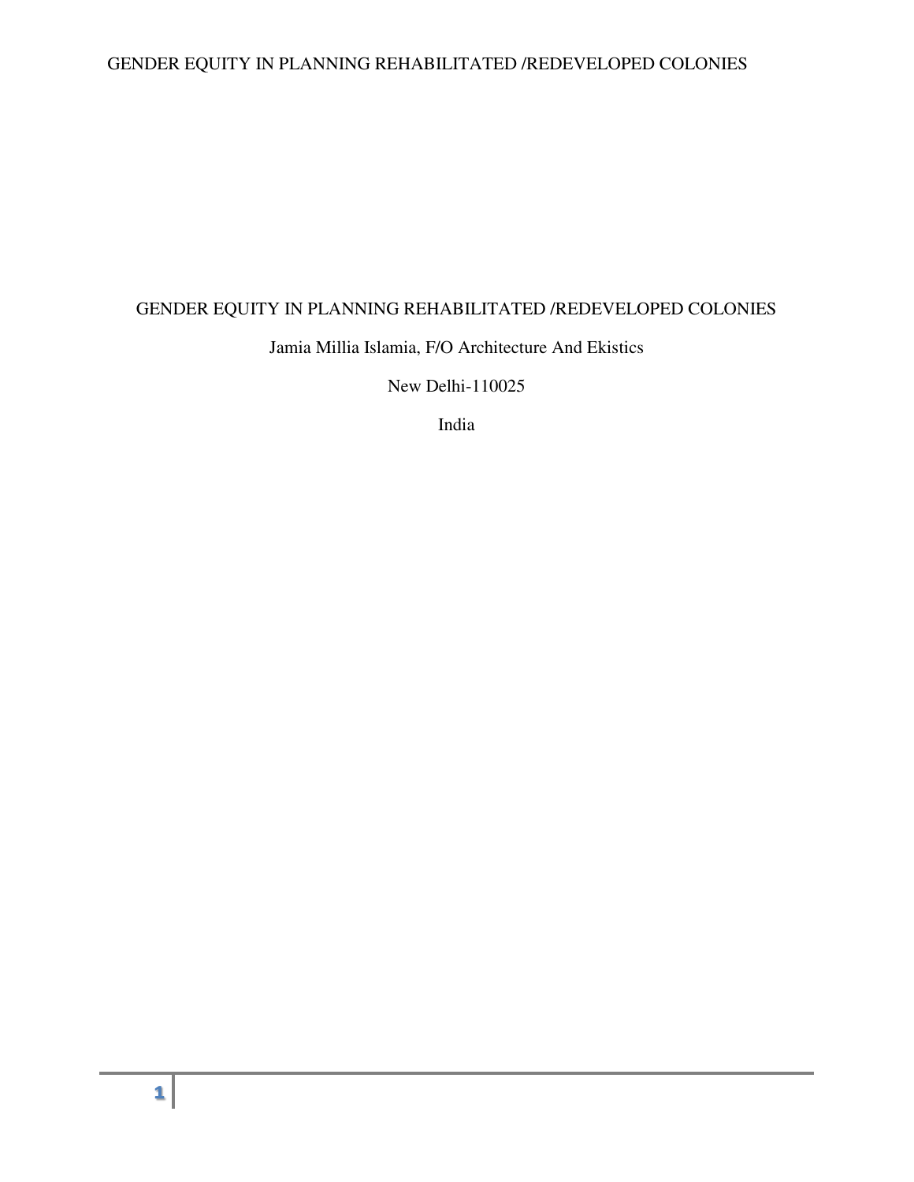# GENDER EQUITY IN PLANNING REHABILITATED /REDEVELOPED COLONIES

Jamia Millia Islamia, F/O Architecture And Ekistics

New Delhi-110025

India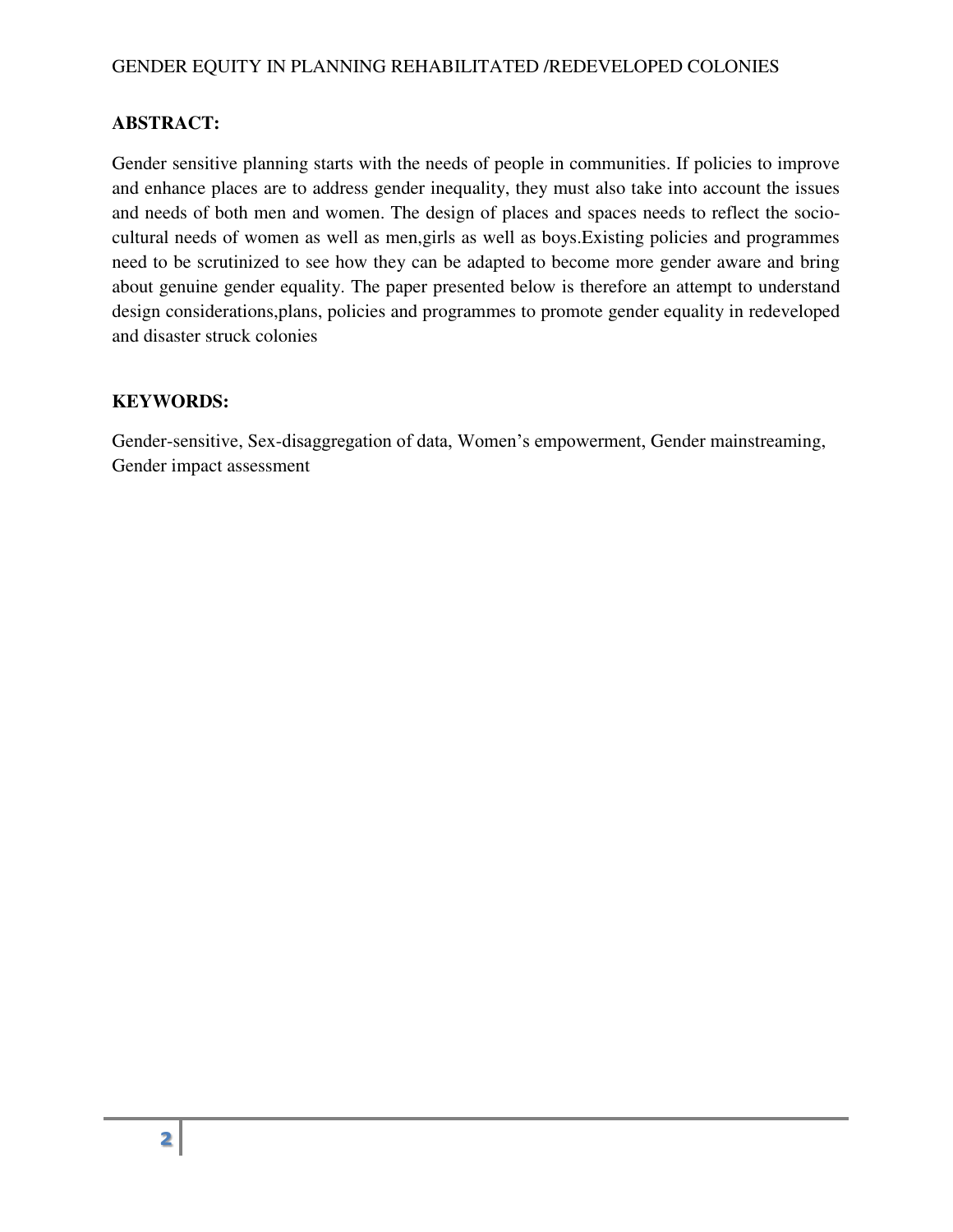## ABSTRACT:

Gender sensitive planning starts with the needs of people in communities. If policies to improve and enhance places are to address gender inequality, they must also take into account the issues and needs of both men and women. The design of places and spaces needs to reflect the socio-cultural needs of women as well as men,girls as well as boys.Existing policies and programmes need to be scrutinized to see how they can be adapted to become more gender aware and bring about genuine gender equality. The paper presented below is therefore an attempt to understand design considerations,plans, policies and programmes to promote gender equality in redeveloped and disaster struck colonies

## KEYWORDS:

Gender-sensitive, Sex-disaggregation of data, Women's empowerment, Gender mainstreaming, Gender impact assessment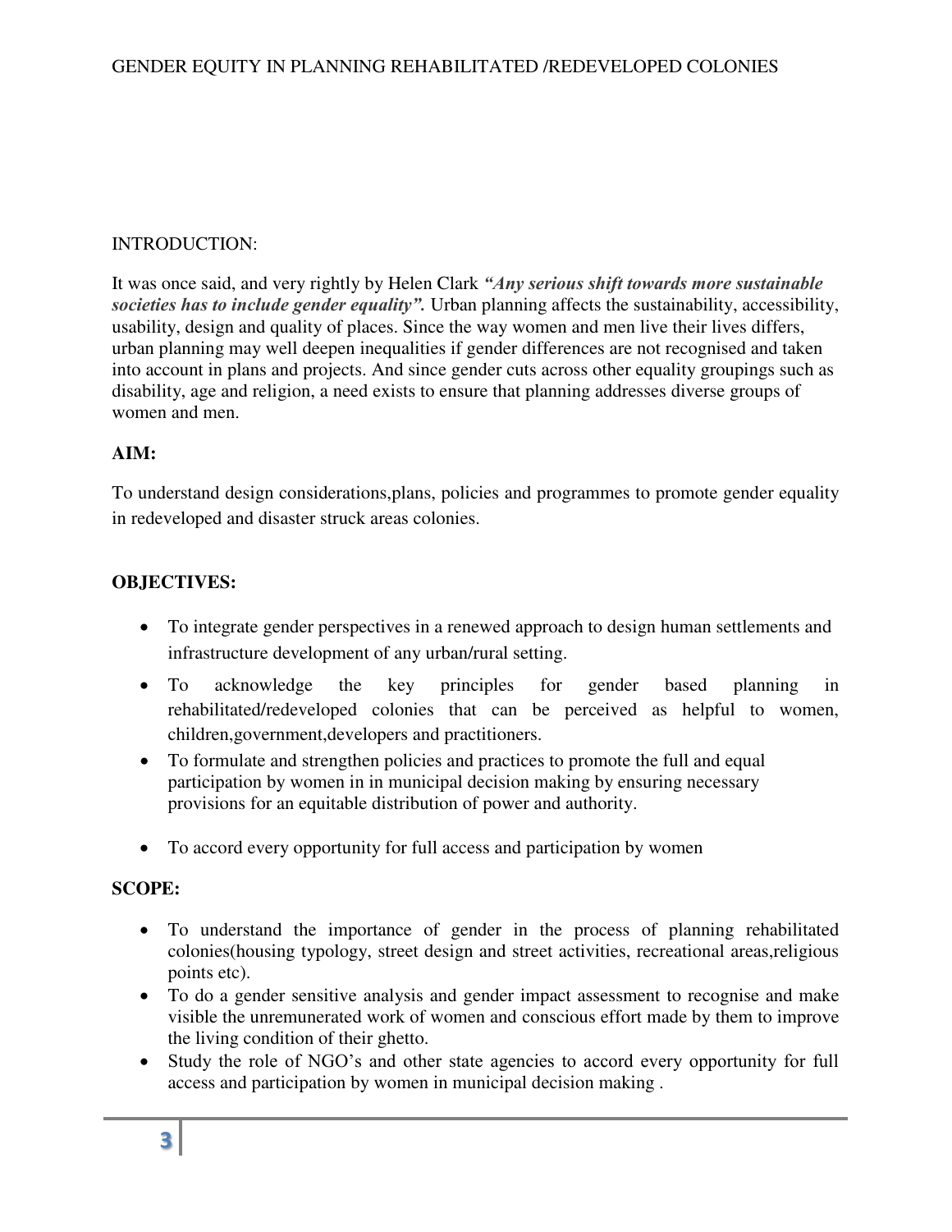INTRODUCTION:

It was once said, and very rightly by Helen Clark ***"Any serious shift towards more sustainable societies has to include gender equality".*** Urban planning affects the sustainability, accessibility, usability, design and quality of places. Since the way women and men live their lives differs, urban planning may well deepen inequalities if gender differences are not recognised and taken into account in plans and projects. And since gender cuts across other equality groupings such as disability, age and religion, a need exists to ensure that planning addresses diverse groups of women and men.

**AIM:**

To understand design considerations,plans, policies and programmes to promote gender equality in redeveloped and disaster struck areas colonies.

**OBJECTIVES:**

- To integrate gender perspectives in a renewed approach to design human settlements and infrastructure development of any urban/rural setting.
- To acknowledge the key principles for gender based planning in rehabilitated/redeveloped colonies that can be perceived as helpful to women, children,government,developers and practitioners.
- To formulate and strengthen policies and practices to promote the full and equal participation by women in in municipal decision making by ensuring necessary provisions for an equitable distribution of power and authority.
- To accord every opportunity for full access and participation by women

**SCOPE:**

- To understand the importance of gender in the process of planning rehabilitated colonies(housing typology, street design and street activities, recreational areas,religious points etc).
- To do a gender sensitive analysis and gender impact assessment to recognise and make visible the unremunerated work of women and conscious effort made by them to improve the living condition of their ghetto.
- Study the role of NGO's and other state agencies to accord every opportunity for full access and participation by women in municipal decision making .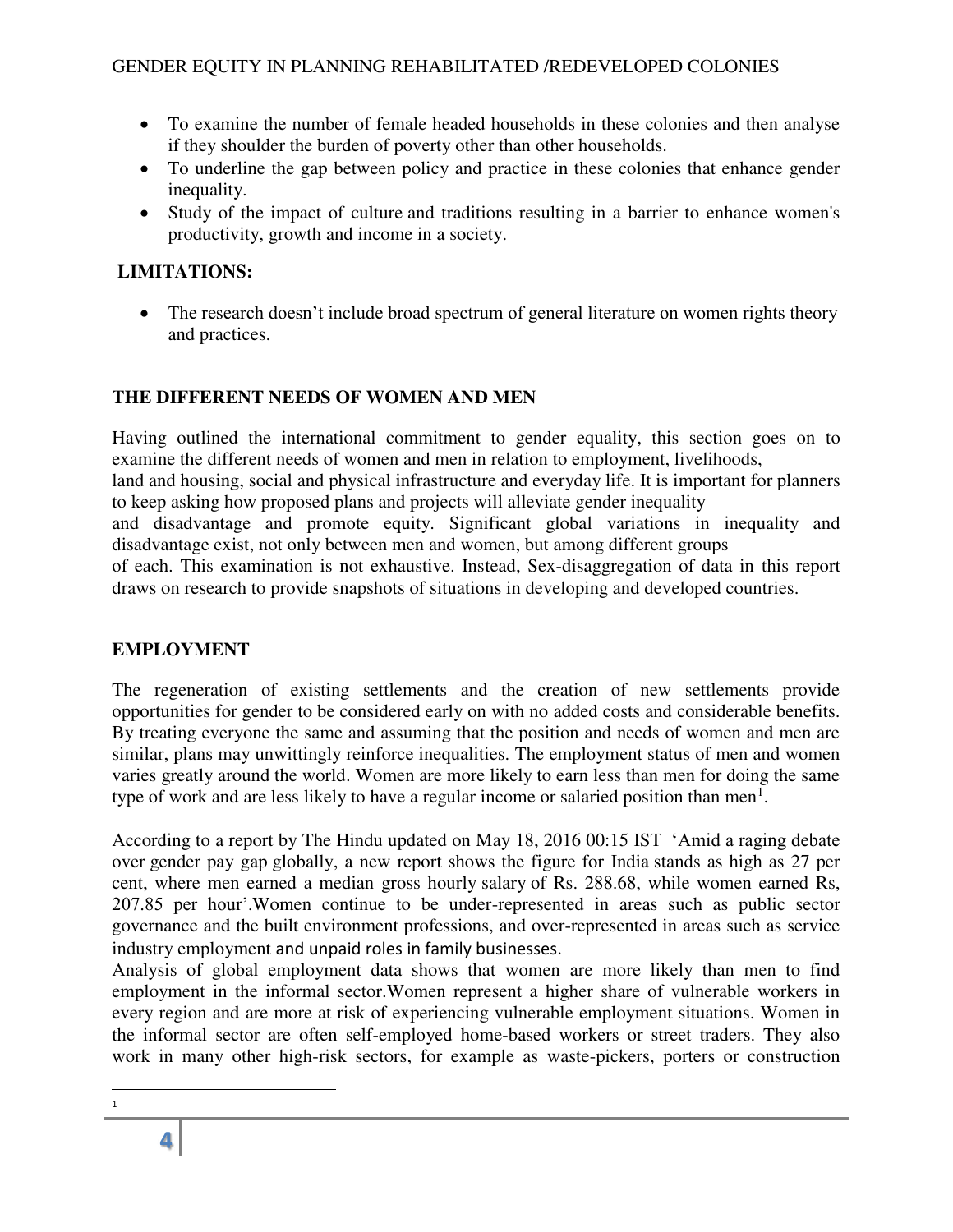- To examine the number of female headed households in these colonies and then analyse if they shoulder the burden of poverty other than other households.
- To underline the gap between policy and practice in these colonies that enhance gender inequality.
- Study of the impact of culture and traditions resulting in a barrier to enhance women's productivity, growth and income in a society.

**LIMITATIONS:**

- The research doesn't include broad spectrum of general literature on women rights theory and practices.

## THE DIFFERENT NEEDS OF WOMEN AND MEN

Having outlined the international commitment to gender equality, this section goes on to examine the different needs of women and men in relation to employment, livelihoods, land and housing, social and physical infrastructure and everyday life. It is important for planners to keep asking how proposed plans and projects will alleviate gender inequality and disadvantage and promote equity. Significant global variations in inequality and disadvantage exist, not only between men and women, but among different groups of each. This examination is not exhaustive. Instead, Sex-disaggregation of data in this report draws on research to provide snapshots of situations in developing and developed countries.

## EMPLOYMENT

The regeneration of existing settlements and the creation of new settlements provide opportunities for gender to be considered early on with no added costs and considerable benefits. By treating everyone the same and assuming that the position and needs of women and men are similar, plans may unwittingly reinforce inequalities. The employment status of men and women varies greatly around the world. Women are more likely to earn less than men for doing the same type of work and are less likely to have a regular income or salaried position than men[1].

According to a report by The Hindu updated on May 18, 2016 00:15 IST 'Amid a raging debate over gender pay gap globally, a new report shows the figure for India stands as high as 27 per cent, where men earned a median gross hourly salary of Rs. 288.68, while women earned Rs, 207.85 per hour'.Women continue to be under-represented in areas such as public sector governance and the built environment professions, and over-represented in areas such as service industry employment and unpaid roles in family businesses.

Analysis of global employment data shows that women are more likely than men to find employment in the informal sector.Women represent a higher share of vulnerable workers in every region and are more at risk of experiencing vulnerable employment situations. Women in the informal sector are often self-employed home-based workers or street traders. They also work in many other high-risk sectors, for example as waste-pickers, porters or construction

---

[1]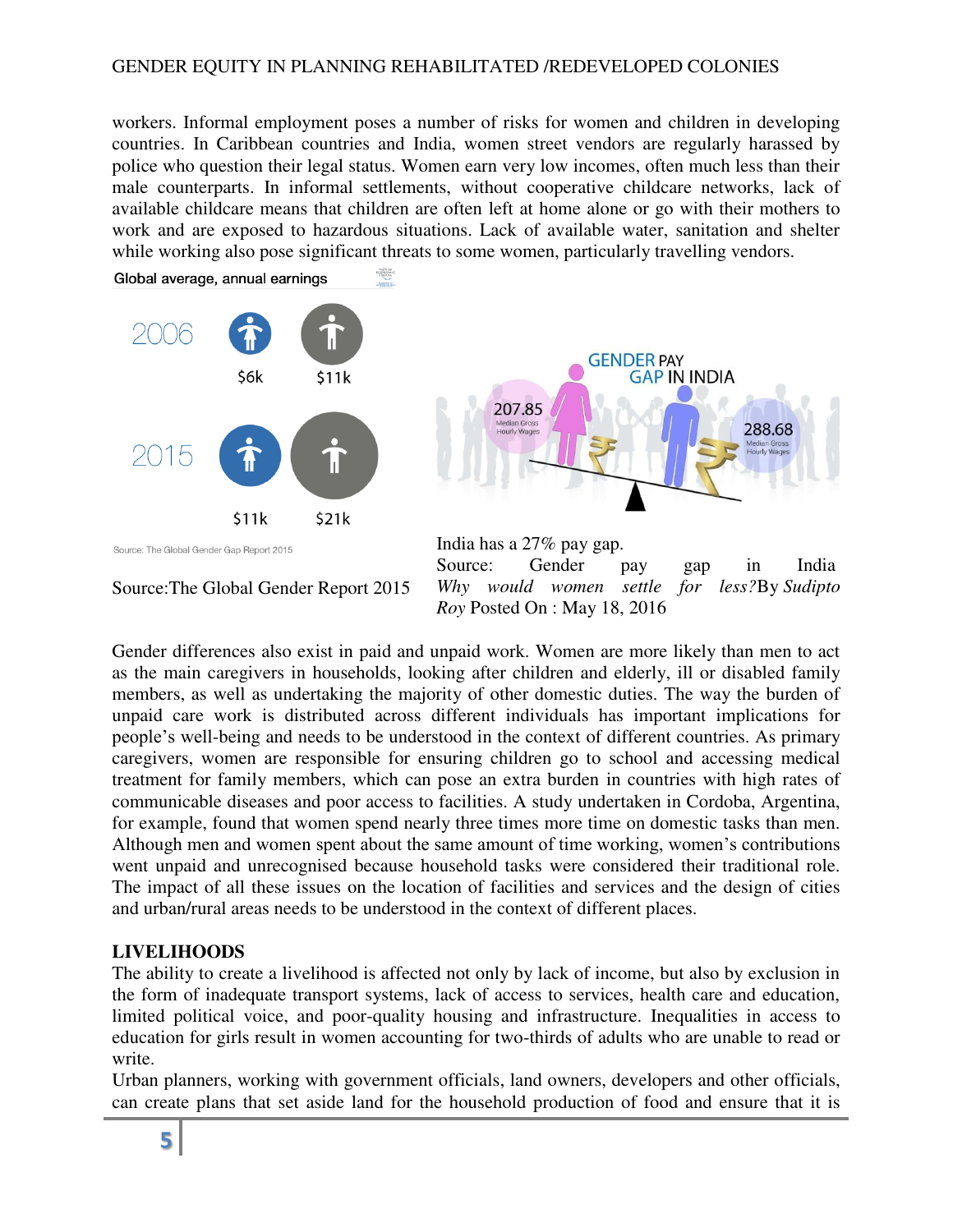workers. Informal employment poses a number of risks for women and children in developing countries. In Caribbean countries and India, women street vendors are regularly harassed by police who question their legal status. Women earn very low incomes, often much less than their male counterparts. In informal settlements, without cooperative childcare networks, lack of available childcare means that children are often left at home alone or go with their mothers to work and are exposed to hazardous situations. Lack of available water, sanitation and shelter while working also pose significant threats to some women, particularly travelling vendors.

Global average, annual earnings

| | | |
|---|---|---|
| 2006 | $6k | $11k |
| 2015 | $11k | $21k |

Source: The Global Gender Gap Report 2015

Source:The Global Gender Report 2015

GENDER PAY GAP IN INDIA

207.85 Median Gross Hourly Wages

288.68 Median Gross Hourly Wages

India has a 27% pay gap.

Source: Gender pay gap in India *Why would women settle for less?* By *Sudipto Roy* Posted On : May 18, 2016

Gender differences also exist in paid and unpaid work. Women are more likely than men to act as the main caregivers in households, looking after children and elderly, ill or disabled family members, as well as undertaking the majority of other domestic duties. The way the burden of unpaid care work is distributed across different individuals has important implications for people's well-being and needs to be understood in the context of different countries. As primary caregivers, women are responsible for ensuring children go to school and accessing medical treatment for family members, which can pose an extra burden in countries with high rates of communicable diseases and poor access to facilities. A study undertaken in Cordoba, Argentina, for example, found that women spend nearly three times more time on domestic tasks than men. Although men and women spent about the same amount of time working, women's contributions went unpaid and unrecognised because household tasks were considered their traditional role. The impact of all these issues on the location of facilities and services and the design of cities and urban/rural areas needs to be understood in the context of different places.

## LIVELIHOODS

The ability to create a livelihood is affected not only by lack of income, but also by exclusion in the form of inadequate transport systems, lack of access to services, health care and education, limited political voice, and poor-quality housing and infrastructure. Inequalities in access to education for girls result in women accounting for two-thirds of adults who are unable to read or write.

Urban planners, working with government officials, land owners, developers and other officials, can create plans that set aside land for the household production of food and ensure that it is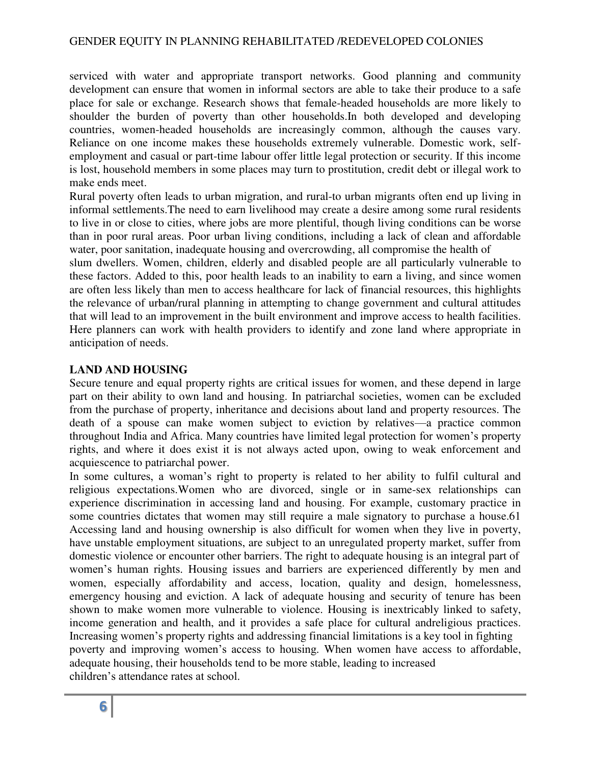serviced with water and appropriate transport networks. Good planning and community development can ensure that women in informal sectors are able to take their produce to a safe place for sale or exchange. Research shows that female-headed households are more likely to shoulder the burden of poverty than other households.In both developed and developing countries, women-headed households are increasingly common, although the causes vary. Reliance on one income makes these households extremely vulnerable. Domestic work, self-employment and casual or part-time labour offer little legal protection or security. If this income is lost, household members in some places may turn to prostitution, credit debt or illegal work to make ends meet.

Rural poverty often leads to urban migration, and rural-to urban migrants often end up living in informal settlements.The need to earn livelihood may create a desire among some rural residents to live in or close to cities, where jobs are more plentiful, though living conditions can be worse than in poor rural areas. Poor urban living conditions, including a lack of clean and affordable water, poor sanitation, inadequate housing and overcrowding, all compromise the health of slum dwellers. Women, children, elderly and disabled people are all particularly vulnerable to these factors. Added to this, poor health leads to an inability to earn a living, and since women are often less likely than men to access healthcare for lack of financial resources, this highlights the relevance of urban/rural planning in attempting to change government and cultural attitudes that will lead to an improvement in the built environment and improve access to health facilities. Here planners can work with health providers to identify and zone land where appropriate in anticipation of needs.

## LAND AND HOUSING

Secure tenure and equal property rights are critical issues for women, and these depend in large part on their ability to own land and housing. In patriarchal societies, women can be excluded from the purchase of property, inheritance and decisions about land and property resources. The death of a spouse can make women subject to eviction by relatives—a practice common throughout India and Africa. Many countries have limited legal protection for women's property rights, and where it does exist it is not always acted upon, owing to weak enforcement and acquiescence to patriarchal power.

In some cultures, a woman's right to property is related to her ability to fulfil cultural and religious expectations.Women who are divorced, single or in same-sex relationships can experience discrimination in accessing land and housing. For example, customary practice in some countries dictates that women may still require a male signatory to purchase a house.61 Accessing land and housing ownership is also difficult for women when they live in poverty, have unstable employment situations, are subject to an unregulated property market, suffer from domestic violence or encounter other barriers. The right to adequate housing is an integral part of women's human rights. Housing issues and barriers are experienced differently by men and women, especially affordability and access, location, quality and design, homelessness, emergency housing and eviction. A lack of adequate housing and security of tenure has been shown to make women more vulnerable to violence. Housing is inextricably linked to safety, income generation and health, and it provides a safe place for cultural andreligious practices. Increasing women's property rights and addressing financial limitations is a key tool in fighting poverty and improving women's access to housing. When women have access to affordable, adequate housing, their households tend to be more stable, leading to increased children's attendance rates at school.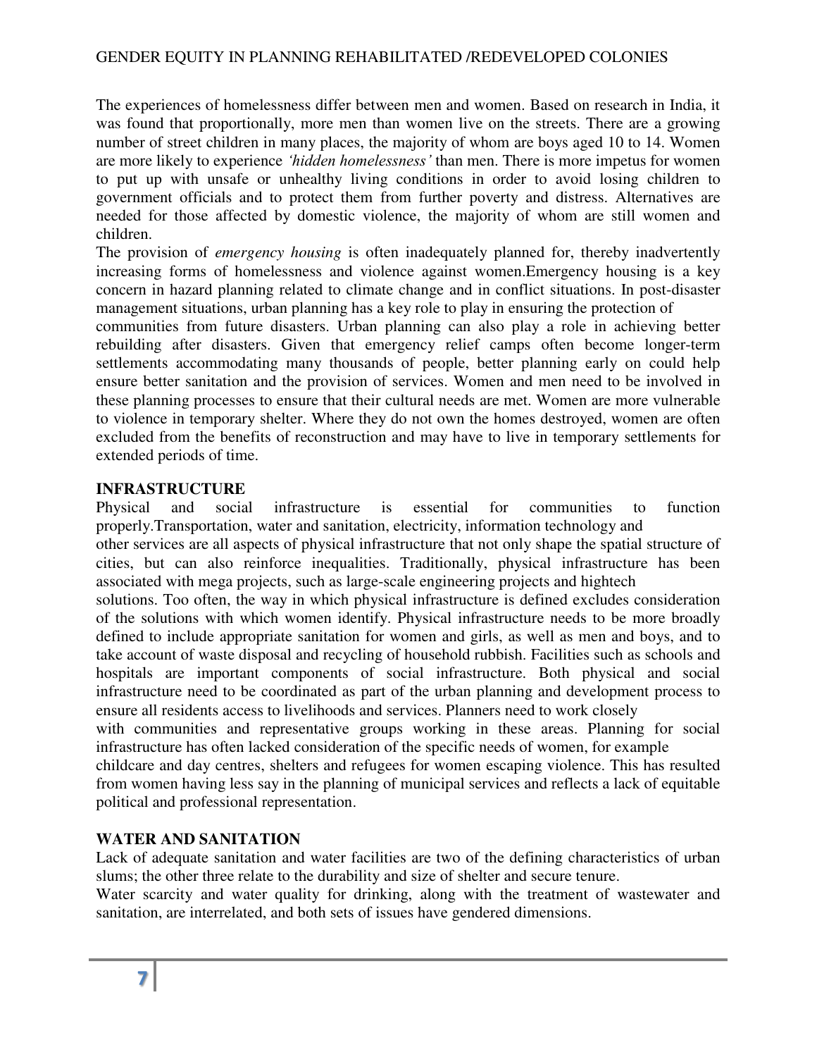The experiences of homelessness differ between men and women. Based on research in India, it was found that proportionally, more men than women live on the streets. There are a growing number of street children in many places, the majority of whom are boys aged 10 to 14. Women are more likely to experience *'hidden homelessness'* than men. There is more impetus for women to put up with unsafe or unhealthy living conditions in order to avoid losing children to government officials and to protect them from further poverty and distress. Alternatives are needed for those affected by domestic violence, the majority of whom are still women and children.

The provision of *emergency housing* is often inadequately planned for, thereby inadvertently increasing forms of homelessness and violence against women.Emergency housing is a key concern in hazard planning related to climate change and in conflict situations. In post-disaster management situations, urban planning has a key role to play in ensuring the protection of communities from future disasters. Urban planning can also play a role in achieving better rebuilding after disasters. Given that emergency relief camps often become longer-term settlements accommodating many thousands of people, better planning early on could help ensure better sanitation and the provision of services. Women and men need to be involved in these planning processes to ensure that their cultural needs are met. Women are more vulnerable to violence in temporary shelter. Where they do not own the homes destroyed, women are often excluded from the benefits of reconstruction and may have to live in temporary settlements for extended periods of time.

**INFRASTRUCTURE**

Physical and social infrastructure is essential for communities to function properly.Transportation, water and sanitation, electricity, information technology and other services are all aspects of physical infrastructure that not only shape the spatial structure of cities, but can also reinforce inequalities. Traditionally, physical infrastructure has been associated with mega projects, such as large-scale engineering projects and hightech solutions. Too often, the way in which physical infrastructure is defined excludes consideration of the solutions with which women identify. Physical infrastructure needs to be more broadly defined to include appropriate sanitation for women and girls, as well as men and boys, and to take account of waste disposal and recycling of household rubbish. Facilities such as schools and hospitals are important components of social infrastructure. Both physical and social infrastructure need to be coordinated as part of the urban planning and development process to ensure all residents access to livelihoods and services. Planners need to work closely with communities and representative groups working in these areas. Planning for social infrastructure has often lacked consideration of the specific needs of women, for example childcare and day centres, shelters and refugees for women escaping violence. This has resulted from women having less say in the planning of municipal services and reflects a lack of equitable political and professional representation.

**WATER AND SANITATION**

Lack of adequate sanitation and water facilities are two of the defining characteristics of urban slums; the other three relate to the durability and size of shelter and secure tenure.

Water scarcity and water quality for drinking, along with the treatment of wastewater and sanitation, are interrelated, and both sets of issues have gendered dimensions.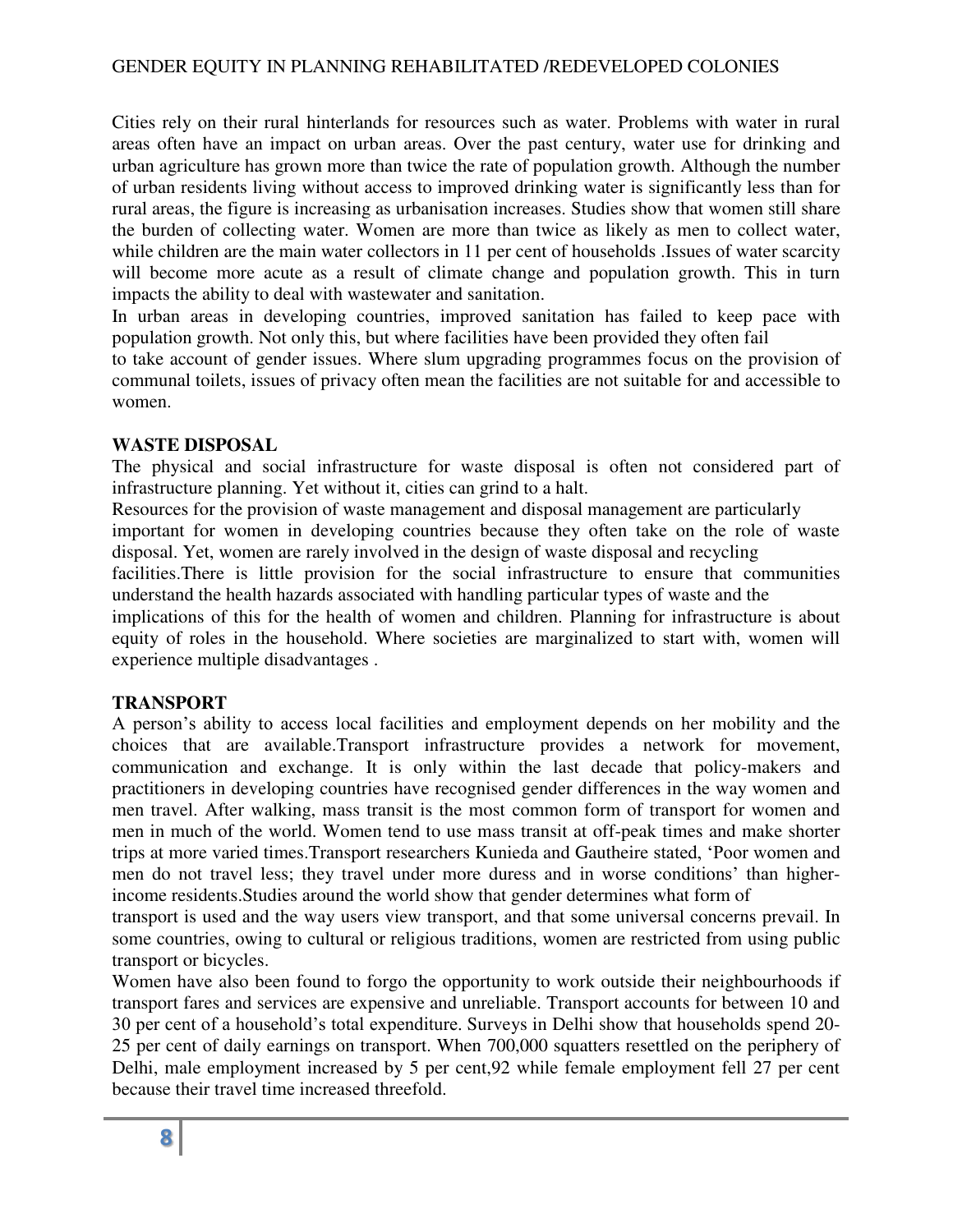Cities rely on their rural hinterlands for resources such as water. Problems with water in rural areas often have an impact on urban areas. Over the past century, water use for drinking and urban agriculture has grown more than twice the rate of population growth. Although the number of urban residents living without access to improved drinking water is significantly less than for rural areas, the figure is increasing as urbanisation increases. Studies show that women still share the burden of collecting water. Women are more than twice as likely as men to collect water, while children are the main water collectors in 11 per cent of households .Issues of water scarcity will become more acute as a result of climate change and population growth. This in turn impacts the ability to deal with wastewater and sanitation.

In urban areas in developing countries, improved sanitation has failed to keep pace with population growth. Not only this, but where facilities have been provided they often fail to take account of gender issues. Where slum upgrading programmes focus on the provision of communal toilets, issues of privacy often mean the facilities are not suitable for and accessible to women.

**WASTE DISPOSAL**

The physical and social infrastructure for waste disposal is often not considered part of infrastructure planning. Yet without it, cities can grind to a halt.

Resources for the provision of waste management and disposal management are particularly important for women in developing countries because they often take on the role of waste disposal. Yet, women are rarely involved in the design of waste disposal and recycling facilities.There is little provision for the social infrastructure to ensure that communities understand the health hazards associated with handling particular types of waste and the implications of this for the health of women and children. Planning for infrastructure is about equity of roles in the household. Where societies are marginalized to start with, women will experience multiple disadvantages .

**TRANSPORT**

A person's ability to access local facilities and employment depends on her mobility and the choices that are available.Transport infrastructure provides a network for movement, communication and exchange. It is only within the last decade that policy-makers and practitioners in developing countries have recognised gender differences in the way women and men travel. After walking, mass transit is the most common form of transport for women and men in much of the world. Women tend to use mass transit at off-peak times and make shorter trips at more varied times.Transport researchers Kunieda and Gautheire stated, 'Poor women and men do not travel less; they travel under more duress and in worse conditions' than higher-income residents.Studies around the world show that gender determines what form of transport is used and the way users view transport, and that some universal concerns prevail. In some countries, owing to cultural or religious traditions, women are restricted from using public transport or bicycles.

Women have also been found to forgo the opportunity to work outside their neighbourhoods if transport fares and services are expensive and unreliable. Transport accounts for between 10 and 30 per cent of a household's total expenditure. Surveys in Delhi show that households spend 20-25 per cent of daily earnings on transport. When 700,000 squatters resettled on the periphery of Delhi, male employment increased by 5 per cent,92 while female employment fell 27 per cent because their travel time increased threefold.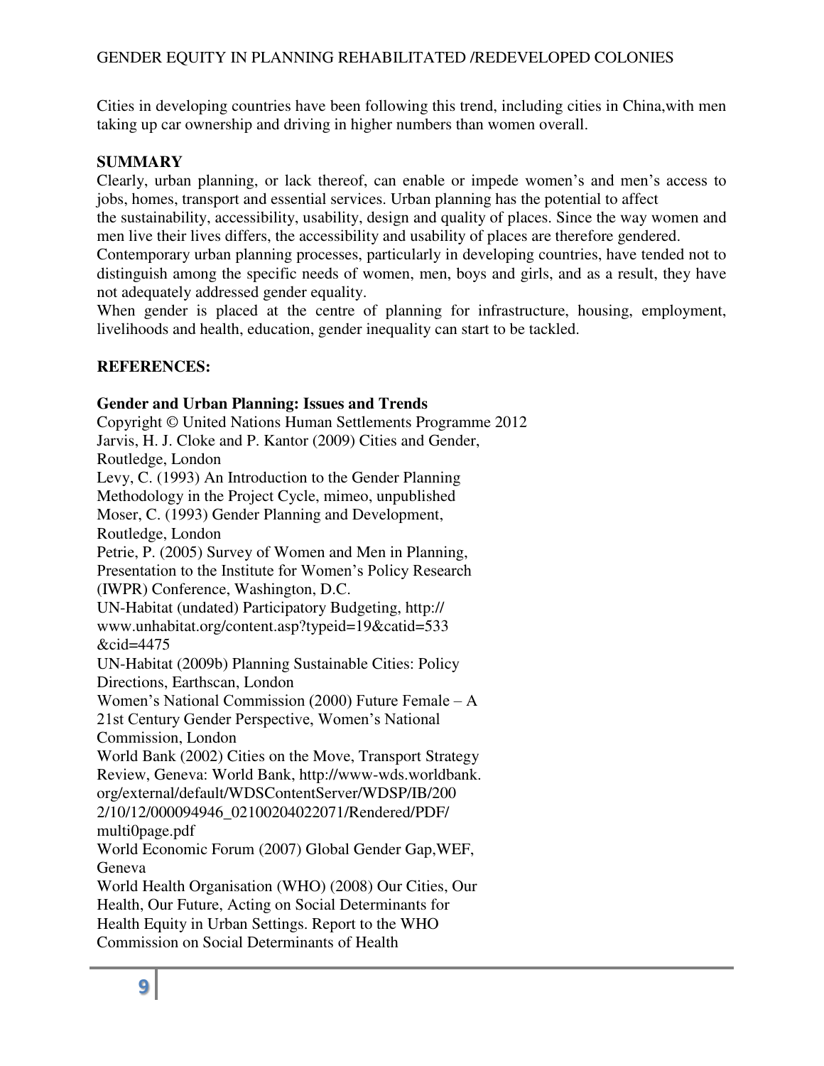Cities in developing countries have been following this trend, including cities in China,with men taking up car ownership and driving in higher numbers than women overall.

## SUMMARY

Clearly, urban planning, or lack thereof, can enable or impede women's and men's access to jobs, homes, transport and essential services. Urban planning has the potential to affect the sustainability, accessibility, usability, design and quality of places. Since the way women and men live their lives differs, the accessibility and usability of places are therefore gendered.

Contemporary urban planning processes, particularly in developing countries, have tended not to distinguish among the specific needs of women, men, boys and girls, and as a result, they have not adequately addressed gender equality.

When gender is placed at the centre of planning for infrastructure, housing, employment, livelihoods and health, education, gender inequality can start to be tackled.

## REFERENCES:

**Gender and Urban Planning: Issues and Trends**

Copyright © United Nations Human Settlements Programme 2012

Jarvis, H. J. Cloke and P. Kantor (2009) Cities and Gender, Routledge, London

Levy, C. (1993) An Introduction to the Gender Planning Methodology in the Project Cycle, mimeo, unpublished

Moser, C. (1993) Gender Planning and Development, Routledge, London

Petrie, P. (2005) Survey of Women and Men in Planning, Presentation to the Institute for Women's Policy Research (IWPR) Conference, Washington, D.C.

UN-Habitat (undated) Participatory Budgeting, http://www.unhabitat.org/content.asp?typeid=19&catid=533&cid=4475

UN-Habitat (2009b) Planning Sustainable Cities: Policy Directions, Earthscan, London

Women's National Commission (2000) Future Female – A 21st Century Gender Perspective, Women's National Commission, London

World Bank (2002) Cities on the Move, Transport Strategy Review, Geneva: World Bank, http://www-wds.worldbank.org/external/default/WDSContentServer/WDSP/IB/2002/10/12/000094946_02100204022071/Rendered/PDF/multi0page.pdf

World Economic Forum (2007) Global Gender Gap,WEF, Geneva

World Health Organisation (WHO) (2008) Our Cities, Our Health, Our Future, Acting on Social Determinants for Health Equity in Urban Settings. Report to the WHO Commission on Social Determinants of Health